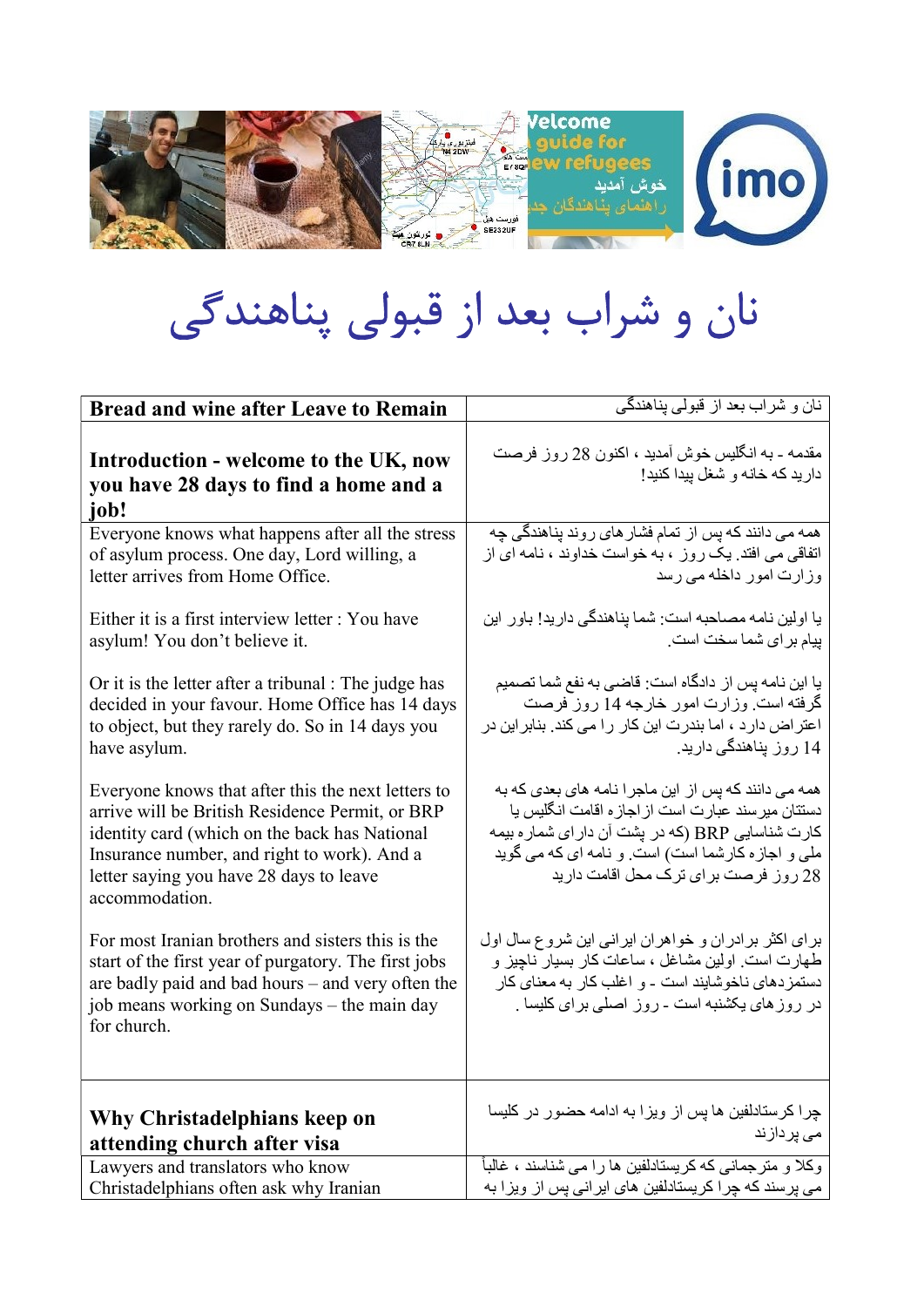# نان و شراب بعد از قبولی پناهندگی

| Bread and wine after Leave to Remain | نان و شراب بعد از قبولی پناهندگی |
| --- | --- |
| **Introduction - welcome to the UK, now you have 28 days to find a home and a job!** | مقدمه - به انگلیس خوش آمدید ، اکنون 28 روز فرصت دارید که خانه و شغل پیدا کنید! |
| Everyone knows what happens after all the stress of asylum process. One day, Lord willing, a letter arrives from Home Office. | همه می دانند که پس از تمام فشارهای روند پناهندگی چه اتفاقی می افتد. یک روز ، به خواست خداوند ، نامه ای از وزارت امور داخله می رسد |
| Either it is a first interview letter : You have asylum! You don't believe it. | یا اولین نامه مصاحبه است: شما پناهندگی دارید! باور این پیام برای شما سخت است. |
| Or it is the letter after a tribunal : The judge has decided in your favour. Home Office has 14 days to object, but they rarely do. So in 14 days you have asylum. | یا این نامه پس از دادگاه است: قاضی به نفع شما تصمیم گرفته است. وزارت امور خارجه 14 روز فرصت اعتراض دارد ، اما بندرت این کار را می کند. بنابراین در 14 روز پناهندگی دارید. |
| Everyone knows that after this the next letters to arrive will be British Residence Permit, or BRP identity card (which on the back has National Insurance number, and right to work). And a letter saying you have 28 days to leave accommodation. | همه می دانند که پس از این ماجرا نامه های بعدی که به دستتان میرسند عبارت است ازاجازه اقامت انگلیس یا کارت شناسایی BRP (که در پشت آن دارای شماره بیمه ملی و اجازه کارشما است) است. و نامه ای که می گوید 28 روز فرصت برای ترک محل اقامت دارید |
| For most Iranian brothers and sisters this is the start of the first year of purgatory. The first jobs are badly paid and bad hours – and very often the job means working on Sundays – the main day for church. | برای اکثر برادران و خواهران ایرانی این شروع سال اول طهارت است. اولین مشاغل ، ساعات کار بسیار ناچیز و دستمزدهای ناخوشایند است - و اغلب کار به معنای کار در روزهای یکشنبه است - روز اصلی برای کلیسا . |
| **Why Christadelphians keep on attending church after visa** | چرا کرستادلفین ها پس از ویزا به ادامه حضور در کلیسا می پردازند |
| Lawyers and translators who know Christadelphians often ask why Iranian | وکلا و مترجمانی که کریستادلفین ها را می شناسند ، غالباً می پرسند که چرا کریستادلفین های ایرانی پس از ویزا به |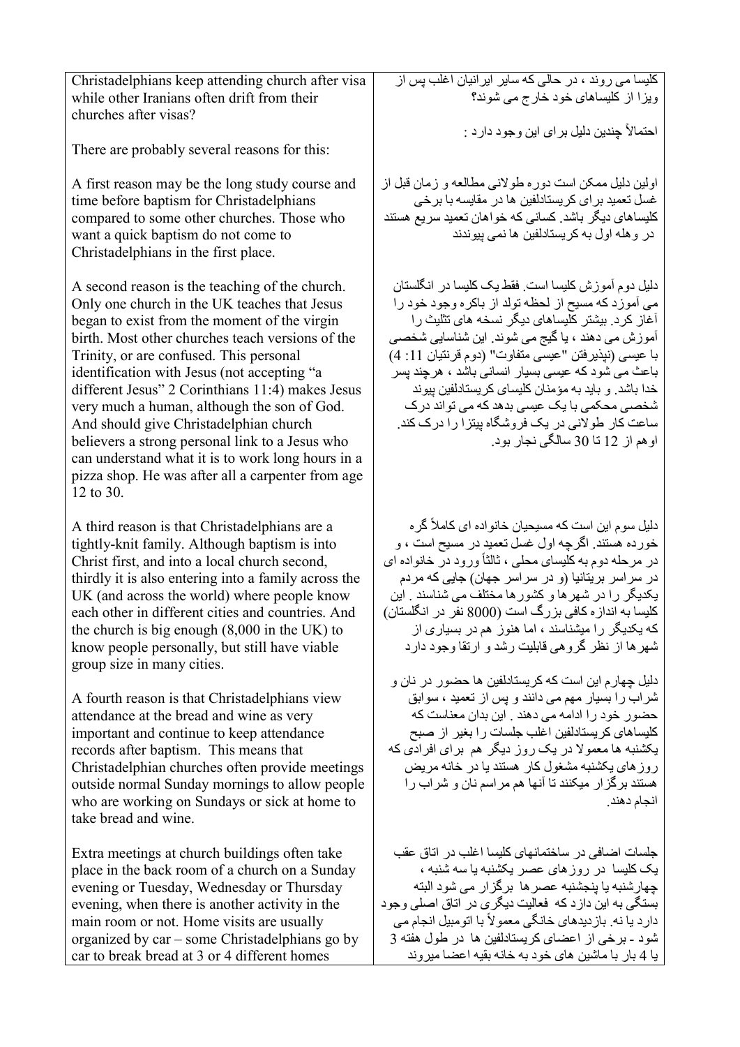| | |
|---|---|
| Christadelphians keep attending church after visa while other Iranians often drift from their churches after visas?<br><br>There are probably several reasons for this:<br><br>A first reason may be the long study course and time before baptism for Christadelphians compared to some other churches. Those who want a quick baptism do not come to Christadelphians in the first place.<br><br>A second reason is the teaching of the church. Only one church in the UK teaches that Jesus began to exist from the moment of the virgin birth. Most other churches teach versions of the Trinity, or are confused. This personal identification with Jesus (not accepting "a different Jesus" 2 Corinthians 11:4) makes Jesus very much a human, although the son of God. And should give Christadelphian church believers a strong personal link to a Jesus who can understand what it is to work long hours in a pizza shop. He was after all a carpenter from age 12 to 30.<br><br>A third reason is that Christadelphians are a tightly-knit family. Although baptism is into Christ first, and into a local church second, thirdly it is also entering into a family across the UK (and across the world) where people know each other in different cities and countries. And the church is big enough (8,000 in the UK) to know people personally, but still have viable group size in many cities.<br><br>A fourth reason is that Christadelphians view attendance at the bread and wine as very important and continue to keep attendance records after baptism. This means that Christadelphian churches often provide meetings outside normal Sunday mornings to allow people who are working on Sundays or sick at home to take bread and wine.<br><br>Extra meetings at church buildings often take place in the back room of a church on a Sunday evening or Tuesday, Wednesday or Thursday evening, when there is another activity in the main room or not. Home visits are usually organized by car – some Christadelphians go by car to break bread at 3 or 4 different homes | کلیسا می روند ، در حالی که سایر ایرانیان اغلب پس از ویزا از کلیساهای خود خارج می شوند؟<br><br>احتمالاً چندین دلیل برای این وجود دارد :<br><br>اولین دلیل ممکن است دوره طولانی مطالعه و زمان قبل از غسل تعمید برای کریستادلفین ها در مقایسه با برخی کلیساهای دیگر باشد. کسانی که خواهان تعمید سریع هستند در وهله اول به کریستادلفین ها نمی پیوندند<br><br>دلیل دوم آموزش کلیسا است. فقط یک کلیسا در انگلستان می آموزد که مسیح از لحظه تولد از باکره وجود خود را آغاز کرد. بیشتر کلیساهای دیگر نسخه های تثلیث را آموزش می دهند ، یا گیج می شوند. این شناسایی شخصی با عیسی (نپذیرفتن "عیسی متفاوت" (دوم قرنتیان 11: 4) باعث می شود که عیسی بسیار انسانی باشد ، هرچند پسر خدا باشد. و باید به مؤمنان کلیسای کریستادلفین پیوند شخصی محکمی با یک عیسی بدهد که می تواند درک ساعت کار طولانی در یک فروشگاه پیتزا را درک کند. او هم از 12 تا 30 سالگی نجار بود.<br><br>دلیل سوم این است که مسیحیان خانواده ای کاملاً گره خورده هستند. اگرچه اول غسل تعمید در مسیح است ، و در مرحله دوم به کلیسای محلی ، ثالثاً ورود در خانواده ای در سراسر بریتانیا (و در سراسر جهان) جایی که مردم یکدیگر را در شهرها و کشورها مختلف می شناسند . این کلیسا به اندازه کافی بزرگ است (8000 نفر در انگلستان) که یکدیگر را میشناسند ، اما هنوز هم در بسیاری از شهرها از نظر گروهی قابلیت رشد و ارتقا وجود دارد<br><br>دلیل چهارم این است که کریستادلفین ها حضور در نان و شراب را بسیار مهم می دانند و پس از تعمید ، سوابق حضور خود را ادامه می دهند . این بدان معناست که کلیساهای کریستادلفین اغلب جلسات را بغیر از صبح یکشنبه ها معمولا در یک روز دیگر هم برای افرادی که روزهای یکشنبه مشغول کار هستند یا در خانه مریض هستند برگزار میکنند تا آنها هم مراسم نان و شراب را انجام دهند.<br><br>جلسات اضافی در ساختمانهای کلیسا اغلب در اتاق عقب یک کلیسا در روزهای عصر یکشنبه یا سه شنبه ، چهارشنبه یا پنجشنبه عصرها برگزار می شود البته بستگی به این دازد که فعالیت دیگری در اتاق اصلی وجود دارد یا نه. بازدیدهای خانگی معمولاً با اتومبیل انجام می شود - برخی از اعضای کریستادلفین ها در طول هفته 3 یا 4 بار با ماشین های خود به خانه بقیه اعضا میروند |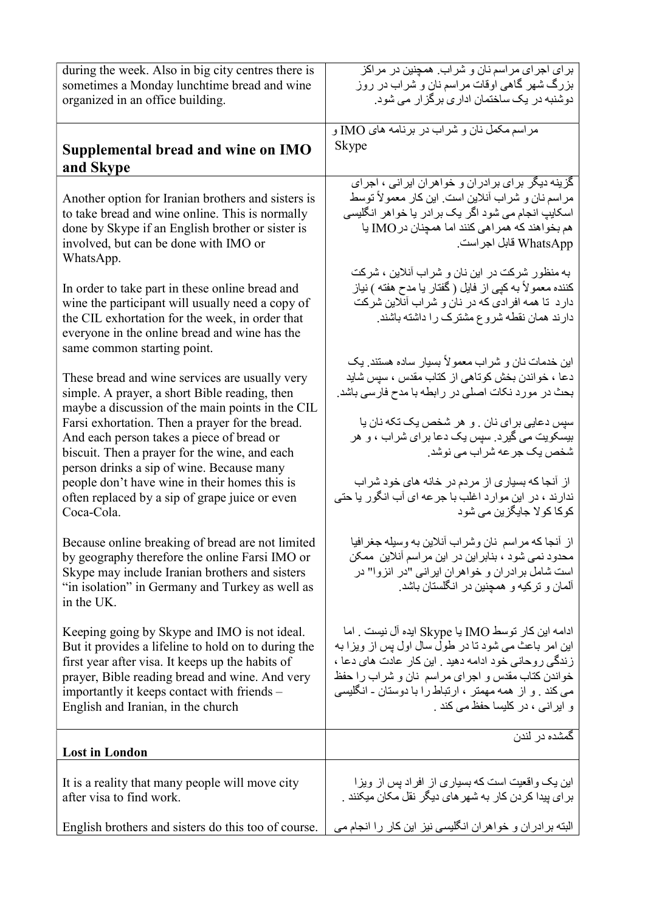| | |
|---|---|
| during the week. Also in big city centres there is sometimes a Monday lunchtime bread and wine organized in an office building. | برای اجرای مراسم نان و شراب. همچنین در مراکز بزرگ شهر گاهی اوقات مراسم نان و شراب در روز دوشنبه در یک ساختمان اداری برگزار می شود. |
| **Supplemental bread and wine on IMO and Skype** | مراسم مکمل نان و شراب در برنامه های IMO و Skype |
| Another option for Iranian brothers and sisters is to take bread and wine online. This is normally done by Skype if an English brother or sister is involved, but can be done with IMO or WhatsApp.<br><br>In order to take part in these online bread and wine the participant will usually need a copy of the CIL exhortation for the week, in order that everyone in the online bread and wine has the same common starting point.<br><br>These bread and wine services are usually very simple. A prayer, a short Bible reading, then maybe a discussion of the main points in the CIL Farsi exhortation. Then a prayer for the bread. And each person takes a piece of bread or biscuit. Then a prayer for the wine, and each person drinks a sip of wine. Because many people don't have wine in their homes this is often replaced by a sip of grape juice or even Coca-Cola.<br><br>Because online breaking of bread are not limited by geography therefore the online Farsi IMO or Skype may include Iranian brothers and sisters "in isolation" in Germany and Turkey as well as in the UK.<br><br>Keeping going by Skype and IMO is not ideal. But it provides a lifeline to hold on to during the first year after visa. It keeps up the habits of prayer, Bible reading bread and wine. And very importantly it keeps contact with friends – English and Iranian, in the church | گزینه دیگر برای برادران و خواهران ایرانی ، اجرای مراسم نان و شراب آنلاین است. این کار معمولاً توسط اسکایپ انجام می شود اگر یک برادر یا خواهر انگلیسی هم بخواهند که همراهی کنند اما همچنان در IMO یا WhatsApp قابل اجرا است.<br><br>به منظور شرکت در این نان و شراب آنلاین ، شرکت کننده معمولاً به کپی از فایل ( گفتار یا مدح هفته ) نیاز دارد تا همه افرادی که در نان و شراب آنلاین شرکت دارند همان نقطه شروع مشترک را داشته باشند.<br><br>این خدمات نان و شراب معمولاً بسیار ساده هستند. یک دعا ، خواندن بخش کوتاهی از کتاب مقدس ، سپس شاید بحث در مورد نکات اصلی در رابطه با مدح فارسی باشد.<br><br>سپس دعایی برای نان . و هر شخص یک تکه نان یا بیسکویت می گیرد. سپس یک دعا برای شراب ، و هر شخص یک جرعه شراب می نوشد.<br><br>از آنجا که بسیاری از مردم در خانه های خود شراب ندارند ، در این موارد اغلب با جرعه ای آب انگور یا حتی کوکا کولا جایگزین می شود<br><br>از آنجا که مراسم نان وشراب آنلاین به وسیله جغرافیا محدود نمی شود ، بنابراین در این مراسم آنلاین ممکن است شامل برادران و خواهران ایرانی "در انزوا" در آلمان و ترکیه و همچنین در انگلستان باشد.<br><br>ادامه این کار توسط IMO یا Skype ایده آل نیست . اما این امر باعث می شود تا در طول سال اول پس از ویزا به زندگی روحانی خود ادامه دهید . این کار عادت های دعا ، خواندن کتاب مقدس و اجرای مراسم نان و شراب را حفظ می کند . و از همه مهمتر ، ارتباط را با دوستان - انگلیسی و ایرانی ، در کلیسا حفظ می کند . |
| **Lost in London** | گمشده در لندن |
| It is a reality that many people will move city after visa to find work.<br><br>English brothers and sisters do this too of course. | این یک واقعیت است که بسیاری از افراد پس از ویزا برای پیدا کردن کار به شهرهای دیگر نقل مکان میکنند .<br><br>البته برادران و خواهران انگلیسی نیز این کار را انجام می |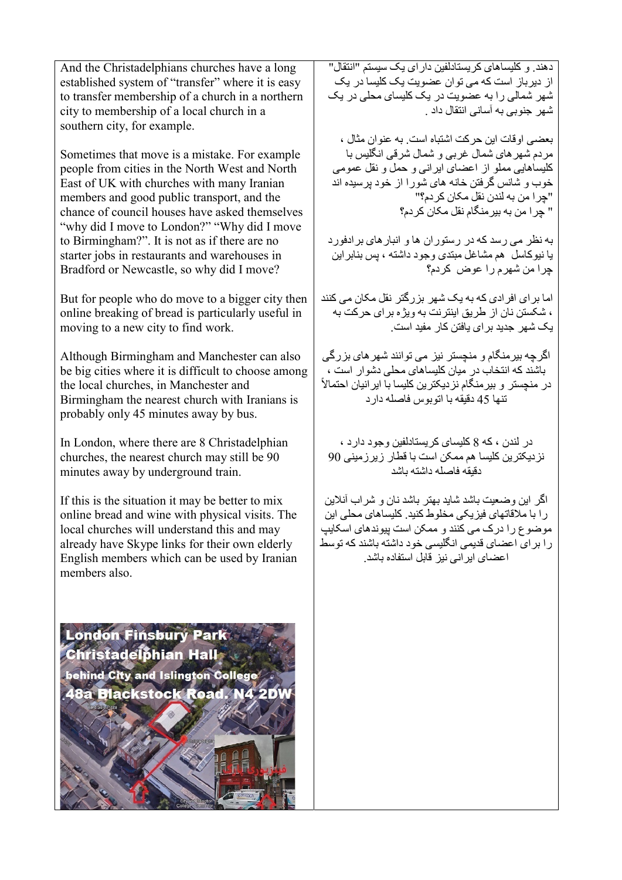| | |
|---|---|
| And the Christadelphians churches have a long established system of "transfer" where it is easy to transfer membership of a church in a northern city to membership of a local church in a southern city, for example. | دهند. و کلیساهای کریستادلفین دارای یک سیستم "انتقال" از دیرباز است که می توان عضویت یک کلیسا در یک شهر شمالی را به عضویت در یک کلیسای محلی در یک شهر جنوبی به آسانی انتقال داد . |
| Sometimes that move is a mistake. For example people from cities in the North West and North East of UK with churches with many Iranian members and good public transport, and the chance of council houses have asked themselves "why did I move to London?" "Why did I move to Birmingham?". It is not as if there are no starter jobs in restaurants and warehouses in Bradford or Newcastle, so why did I move? | بعضی اوقات این حرکت اشتباه است. به عنوان مثال ، مردم شهرهای شمال غربی و شمال شرقی انگلیس با کلیساهایی مملو از اعضای ایرانی و حمل و نقل عمومی خوب و شانس گرفتن خانه های شورا از خود پرسیده اند "چرا من به لندن نقل مکان کردم؟" " چرا من به بیرمنگام نقل مکان کردم؟<br><br>به نظر می رسد که در رستوران ها و انبارهای برادفورد یا نیوکاسل هم مشاغل مبتدی وجود داشته ، پس بنابراین چرا من شهرم را عوض کردم؟ |
| But for people who do move to a bigger city then online breaking of bread is particularly useful in moving to a new city to find work. | اما برای افرادی که به یک شهر بزرگتر نقل مکان می کنند ، شکستن نان از طریق اینترنت به ویژه برای حرکت به یک شهر جدید برای یافتن کار مفید است. |
| Although Birmingham and Manchester can also be big cities where it is difficult to choose among the local churches, in Manchester and Birmingham the nearest church with Iranians is probably only 45 minutes away by bus. | اگرچه بیرمنگام و منچستر نیز می توانند شهرهای بزرگی باشند که انتخاب در میان کلیساهای محلی دشوار است ، در منچستر و بیرمنگام نزدیکترین کلیسا با ایرانیان احتمالاً تنها 45 دقیقه با اتوبوس فاصله دارد |
| In London, where there are 8 Christadelphian churches, the nearest church may still be 90 minutes away by underground train. | در لندن ، که 8 کلیسای کریستادلفین وجود دارد ، نزدیکترین کلیسا هم ممکن است با قطار زیرزمینی 90 دقیقه فاصله داشته باشد |
| If this is the situation it may be better to mix online bread and wine with physical visits. The local churches will understand this and may already have Skype links for their own elderly English members which can be used by Iranian members also. | اگر این وضعیت باشد شاید بهتر باشد نان و شراب آنلاین را با ملاقاتهای فیزیکی مخلوط کنید. کلیساهای محلی این موضوع را درک می کنند و ممکن است پیوندهای اسکایپ را برای اعضای قدیمی انگلیسی خود داشته باشند که توسط اعضای ایرانی نیز قابل استفاده باشد. |

**London Finsbury Park Christadelphian Hall**
**behind City and Islington College**
**48a Blackstock Road. N4 2DW**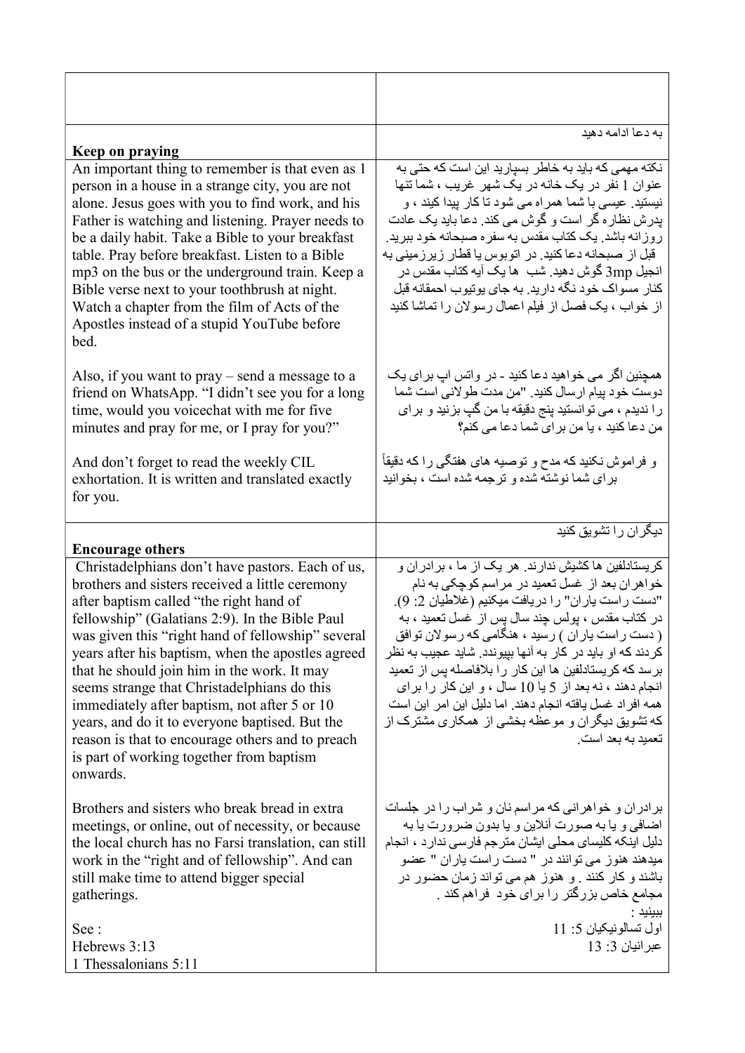| | |
|---|---|
| | |
| **Keep on praying** | به دعا ادامه دهید |
| An important thing to remember is that even as 1 person in a house in a strange city, you are not alone. Jesus goes with you to find work, and his Father is watching and listening. Prayer needs to be a daily habit. Take a Bible to your breakfast table. Pray before breakfast. Listen to a Bible mp3 on the bus or the underground train. Keep a Bible verse next to your toothbrush at night. Watch a chapter from the film of Acts of the Apostles instead of a stupid YouTube before bed.<br><br>Also, if you want to pray – send a message to a friend on WhatsApp. "I didn't see you for a long time, would you voicechat with me for five minutes and pray for me, or I pray for you?"<br><br>And don't forget to read the weekly CIL exhortation. It is written and translated exactly for you. | نکته مهمی که باید به خاطر بسپارید این است که حتی به عنوان 1 نفر در یک خانه در یک شهر غریب ، شما تنها نیستید. عیسی با شما همراه می شود تا کار پیدا کنید ، و پدرش نظاره گر است و گوش می کند. دعا باید یک عادت روزانه باشد. یک کتاب مقدس به سفره صبحانه خود ببرید. قبل از صبحانه دعا کنید. در اتوبوس یا قطار زیرزمینی به انجیل 3mp گوش دهید. شب ها یک آیه کتاب مقدس در کنار مسواک خود نگه دارید. به جای یوتیوب احمقانه قبل از خواب ، یک فصل از فیلم اعمال رسولان را تماشا کنید<br><br>همچنین اگر می خواهید دعا کنید - در واتس اپ برای یک دوست خود پیام ارسال کنید. "من مدت طولانی است شما را ندیدم ، می توانستید پنج دقیقه با من گپ بزنید و برای من دعا کنید ، یا من برای شما دعا می کنم؟<br><br>و فراموش نکنید که مدح و توصیه های هفتگی را که دقیقاً برای شما نوشته شده و ترجمه شده است ، بخوانید |
| **Encourage others** | دیگران را تشویق کنید |
| Christadelphians don't have pastors. Each of us, brothers and sisters received a little ceremony after baptism called "the right hand of fellowship" (Galatians 2:9). In the Bible Paul was given this "right hand of fellowship" several years after his baptism, when the apostles agreed that he should join him in the work. It may seems strange that Christadelphians do this immediately after baptism, not after 5 or 10 years, and do it to everyone baptised. But the reason is that to encourage others and to preach is part of working together from baptism onwards.<br><br>Brothers and sisters who break bread in extra meetings, or online, out of necessity, or because the local church has no Farsi translation, can still work in the "right and of fellowship". And can still make time to attend bigger special gatherings.<br><br>See :<br>Hebrews 3:13<br>1 Thessalonians 5:11 | کریستادلفین ها کشیش ندارند. هر یک از ما ، برادران و خواهران بعد از غسل تعمید در مراسم کوچکی به نام "دست راست یاران" را دریافت میکنیم (غلاطیان 2: 9). در کتاب مقدس ، پولس چند سال پس از غسل تعمید ، به ( دست راست یاران ) رسید ، هنگامی که رسولان توافق کردند که او باید در کار به آنها بپیوندد. شاید عجیب به نظر برسد که کریستادلفین ها این کار را بلافاصله پس از تعمید انجام دهند ، نه بعد از 5 یا 10 سال ، و این کار را برای همه افراد غسل یافته انجام دهند. اما دلیل این امر این است که تشویق دیگران و موعظه بخشی از همکاری مشترک از تعمید به بعد است.<br><br>برادران و خواهرانی که مراسم نان و شراب را در جلسات اضافی و یا به صورت آنلاین و یا بدون ضرورت یا به دلیل اینکه کلیسای محلی ایشان مترجم فارسی ندارد ، انجام میدهند هنوز می توانند در " دست راست یاران " عضو باشند و کار کنند . و هنوز هم می تواند زمان حضور در مجامع خاص بزرگتر را برای خود فراهم کند .<br><br>ببینید :<br>اول تسالونیکیان 5: 11<br>عبرانیان 3: 13 |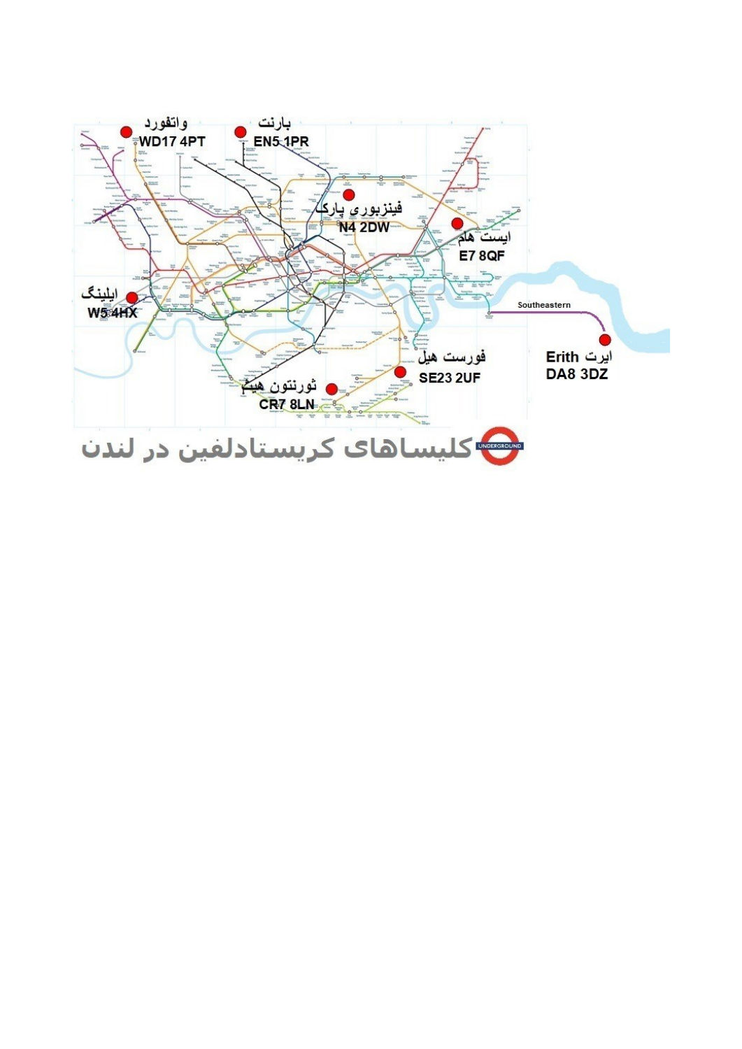واتفورد
WD17 4PT

بارنت
EN5 1PR

فینزبوری پارک
N4 2DW

ایست هام
E7 8QF

ایلینگ
W5 4HX

Southeastern

ایرث Erith
DA8 3DZ

فورست هیل
SE23 2UF

ثورنتون هیث
CR7 8LN

UNDERGROUND

## کلیساهای کریستادلفین در لندن